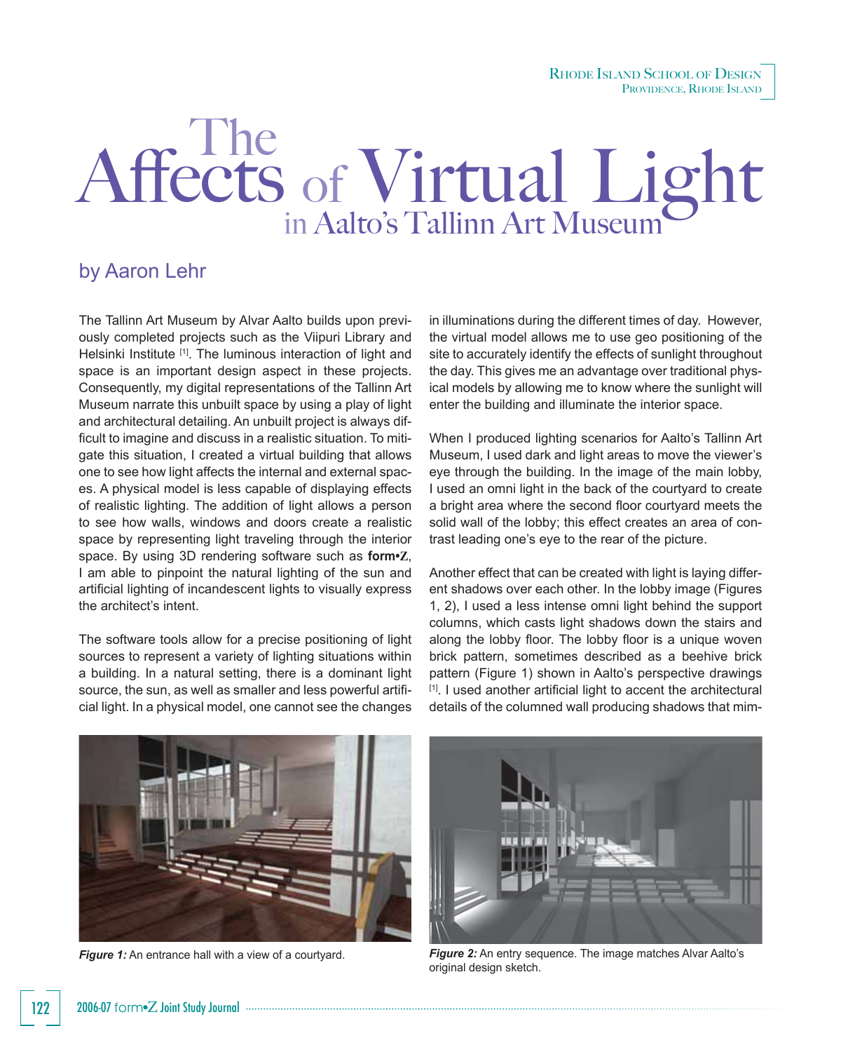# The Affects of Virtual Light in Aalto's Tallinn Art Museum

## by Aaron Lehr

The Tallinn Art Museum by Alvar Aalto builds upon previously completed projects such as the Viipuri Library and Helsinki Institute [1]. The luminous interaction of light and space is an important design aspect in these projects. Consequently, my digital representations of the Tallinn Art Museum narrate this unbuilt space by using a play of light and architectural detailing. An unbuilt project is always difficult to imagine and discuss in a realistic situation. To mitigate this situation, I created a virtual building that allows one to see how light affects the internal and external spaces. A physical model is less capable of displaying effects of realistic lighting. The addition of light allows a person to see how walls, windows and doors create a realistic space by representing light traveling through the interior space. By using 3D rendering software such as **form•Z**, I am able to pinpoint the natural lighting of the sun and artificial lighting of incandescent lights to visually express the architect's intent.

The software tools allow for a precise positioning of light sources to represent a variety of lighting situations within a building. In a natural setting, there is a dominant light source, the sun, as well as smaller and less powerful artificial light. In a physical model, one cannot see the changes in illuminations during the different times of day. However, the virtual model allows me to use geo positioning of the site to accurately identify the effects of sunlight throughout the day. This gives me an advantage over traditional physical models by allowing me to know where the sunlight will enter the building and illuminate the interior space.

When I produced lighting scenarios for Aalto's Tallinn Art Museum, I used dark and light areas to move the viewer's eye through the building. In the image of the main lobby, I used an omni light in the back of the courtyard to create a bright area where the second floor courtyard meets the solid wall of the lobby; this effect creates an area of contrast leading one's eye to the rear of the picture.

Another effect that can be created with light is laying different shadows over each other. In the lobby image (Figures 1, 2), I used a less intense omni light behind the support columns, which casts light shadows down the stairs and along the lobby floor. The lobby floor is a unique woven brick pattern, sometimes described as a beehive brick pattern (Figure 1) shown in Aalto's perspective drawings [1]. I used another artificial light to accent the architectural details of the columned wall producing shadows that mim-

***Figure 1:*** An entrance hall with a view of a courtyard.

***Figure 2:*** An entry sequence. The image matches Alvar Aalto's original design sketch.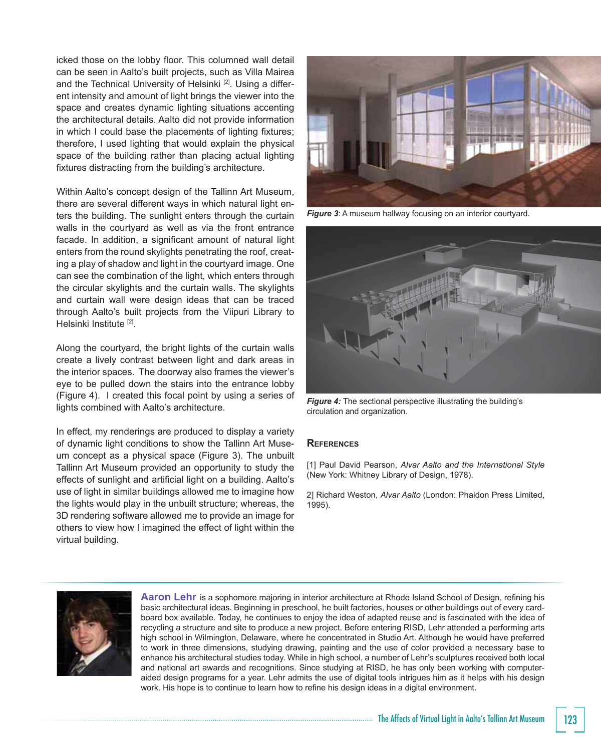icked those on the lobby floor. This columned wall detail can be seen in Aalto's built projects, such as Villa Mairea and the Technical University of Helsinki [2]. Using a different intensity and amount of light brings the viewer into the space and creates dynamic lighting situations accenting the architectural details. Aalto did not provide information in which I could base the placements of lighting fixtures; therefore, I used lighting that would explain the physical space of the building rather than placing actual lighting fixtures distracting from the building's architecture.

Within Aalto's concept design of the Tallinn Art Museum, there are several different ways in which natural light enters the building. The sunlight enters through the curtain walls in the courtyard as well as via the front entrance facade. In addition, a significant amount of natural light enters from the round skylights penetrating the roof, creating a play of shadow and light in the courtyard image. One can see the combination of the light, which enters through the circular skylights and the curtain walls. The skylights and curtain wall were design ideas that can be traced through Aalto's built projects from the Viipuri Library to Helsinki Institute [2].

Along the courtyard, the bright lights of the curtain walls create a lively contrast between light and dark areas in the interior spaces. The doorway also frames the viewer's eye to be pulled down the stairs into the entrance lobby (Figure 4). I created this focal point by using a series of lights combined with Aalto's architecture.

In effect, my renderings are produced to display a variety of dynamic light conditions to show the Tallinn Art Museum concept as a physical space (Figure 3). The unbuilt Tallinn Art Museum provided an opportunity to study the effects of sunlight and artificial light on a building. Aalto's use of light in similar buildings allowed me to imagine how the lights would play in the unbuilt structure; whereas, the 3D rendering software allowed me to provide an image for others to view how I imagined the effect of light within the virtual building.

***Figure 3***: A museum hallway focusing on an interior courtyard.

***Figure 4:*** The sectional perspective illustrating the building's circulation and organization.

## References

[1] Paul David Pearson, *Alvar Aalto and the International Style* (New York: Whitney Library of Design, 1978).

2] Richard Weston, *Alvar Aalto* (London: Phaidon Press Limited, 1995).

**Aaron Lehr** is a sophomore majoring in interior architecture at Rhode Island School of Design, refining his basic architectural ideas. Beginning in preschool, he built factories, houses or other buildings out of every cardboard box available. Today, he continues to enjoy the idea of adapted reuse and is fascinated with the idea of recycling a structure and site to produce a new project. Before entering RISD, Lehr attended a performing arts high school in Wilmington, Delaware, where he concentrated in Studio Art. Although he would have preferred to work in three dimensions, studying drawing, painting and the use of color provided a necessary base to enhance his architectural studies today. While in high school, a number of Lehr's sculptures received both local and national art awards and recognitions. Since studying at RISD, he has only been working with computer-aided design programs for a year. Lehr admits the use of digital tools intrigues him as it helps with his design work. His hope is to continue to learn how to refine his design ideas in a digital environment.